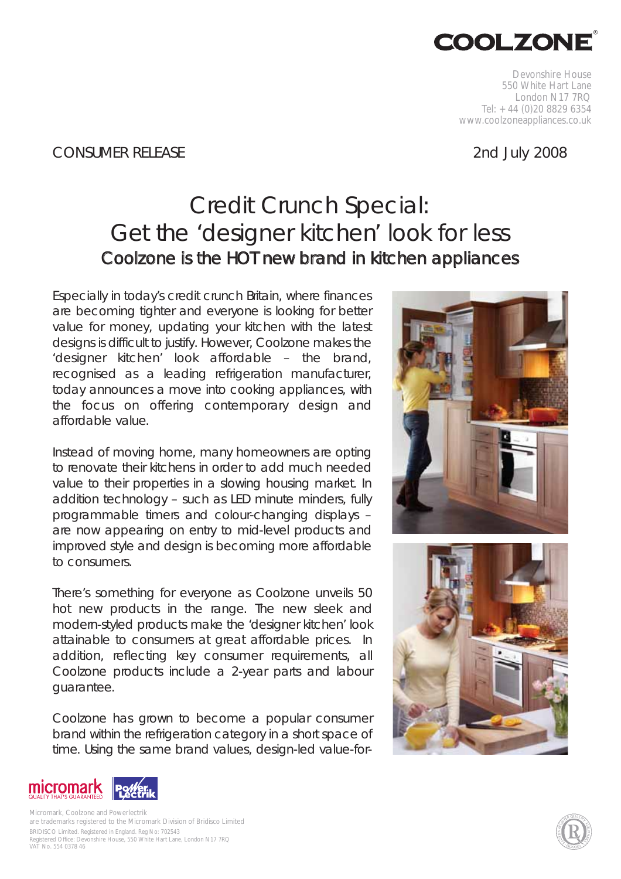COOLZONE®

Devonshire House
550 White Hart Lane
London N17 7RQ
Tel: + 44 (0)20 8829 6354
www.coolzoneappliances.co.uk

CONSUMER RELEASE

2nd July 2008

# Credit Crunch Special: Get the 'designer kitchen' look for less

## Coolzone is the HOT new brand in kitchen appliances

Especially in today's credit crunch Britain, where finances are becoming tighter and everyone is looking for better value for money, updating your kitchen with the latest designs is difficult to justify. However, Coolzone makes the 'designer kitchen' look affordable – the brand, recognised as a leading refrigeration manufacturer, today announces a move into cooking appliances, with the focus on offering contemporary design and affordable value.

Instead of moving home, many homeowners are opting to renovate their kitchens in order to add much needed value to their properties in a slowing housing market. In addition technology – such as LED minute minders, fully programmable timers and colour-changing displays – are now appearing on entry to mid-level products and improved style and design is becoming more affordable to consumers.

There's something for everyone as Coolzone unveils 50 hot new products in the range. The new sleek and modern-styled products make the 'designer kitchen' look attainable to consumers at great affordable prices. In addition, reflecting key consumer requirements, all Coolzone products include a 2-year parts and labour guarantee.

Coolzone has grown to become a popular consumer brand within the refrigeration category in a short space of time. Using the same brand values, design-led value-for-

micromark QUALITY THAT'S GUARANTEED | PowerLectrik

Micromark, Coolzone and Powerlectrik
are trademarks registered to the Micromark Division of Bridisco Limited
BRIDISCO Limited. Registered in England. Reg No: 702543
Registered Office: Devonshire House, 550 White Hart Lane, London N17 7RQ
VAT No. 554 0378 46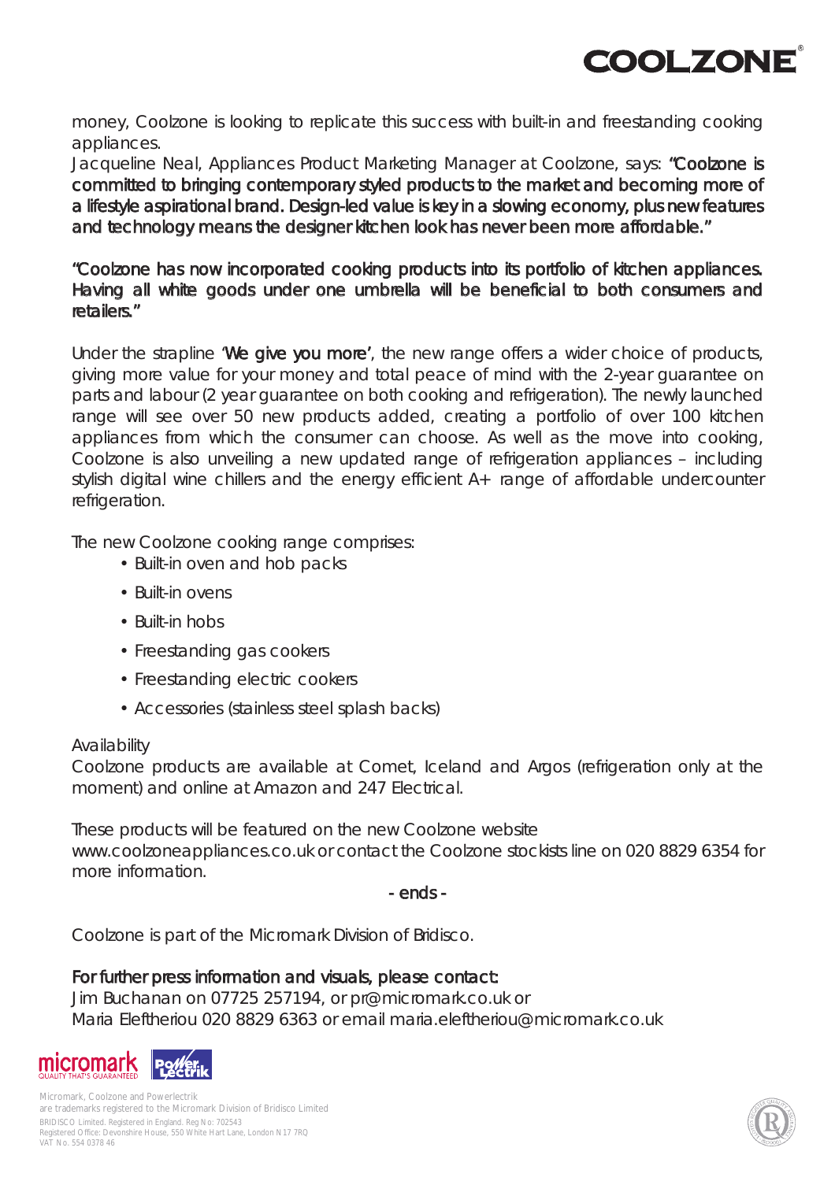money, Coolzone is looking to replicate this success with built-in and freestanding cooking appliances.

Jacqueline Neal, Appliances Product Marketing Manager at Coolzone, says: "Coolzone is committed to bringing contemporary styled products to the market and becoming more of a lifestyle aspirational brand. Design-led value is key in a slowing economy, plus new features and technology means the designer kitchen look has never been more affordable."

"Coolzone has now incorporated cooking products into its portfolio of kitchen appliances. Having all white goods under one umbrella will be beneficial to both consumers and retailers."

Under the strapline 'We give you more', the new range offers a wider choice of products, giving more value for your money and total peace of mind with the 2-year guarantee on parts and labour (2 year guarantee on both cooking and refrigeration). The newly launched range will see over 50 new products added, creating a portfolio of over 100 kitchen appliances from which the consumer can choose. As well as the move into cooking, Coolzone is also unveiling a new updated range of refrigeration appliances – including stylish digital wine chillers and the energy efficient A+ range of affordable undercounter refrigeration.

The new Coolzone cooking range comprises:

- Built-in oven and hob packs
- Built-in ovens
- Built-in hobs
- Freestanding gas cookers
- Freestanding electric cookers
- Accessories (stainless steel splash backs)

Availability

Coolzone products are available at Comet, Iceland and Argos (refrigeration only at the moment) and online at Amazon and 247 Electrical.

These products will be featured on the new Coolzone website www.coolzoneappliances.co.uk or contact the Coolzone stockists line on 020 8829 6354 for more information.

- ends -

Coolzone is part of the Micromark Division of Bridisco.

For further press information and visuals, please contact:
Jim Buchanan on 07725 257194, or pr@micromark.co.uk or
Maria Eleftheriou 020 8829 6363 or email maria.eleftheriou@micromark.co.uk

Micromark, Coolzone and Powerlectrik
are trademarks registered to the Micromark Division of Bridisco Limited
BRIDISCO Limited. Registered in England. Reg No: 702543
Registered Office: Devonshire House, 550 White Hart Lane, London N17 7RQ
VAT No. 554 0378 46